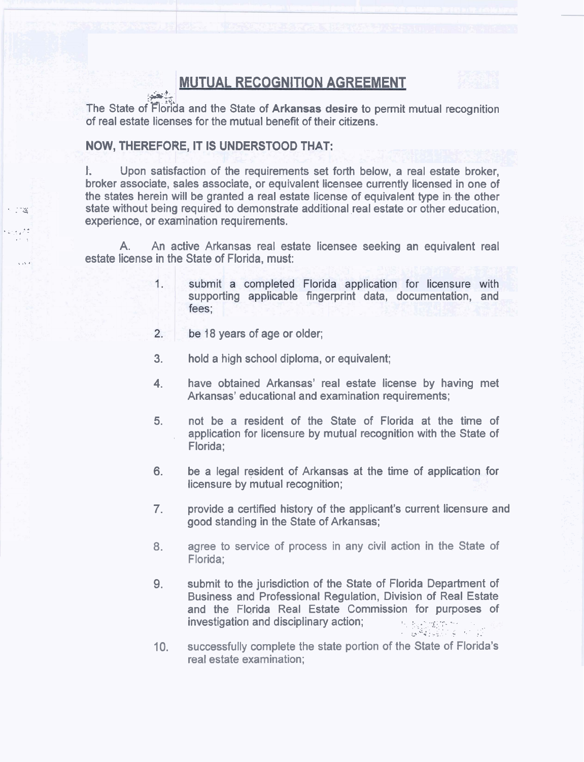# MUTUAL RECOGNITION AGREEMENT

The State of Florida and the State of **Arkansas desire** to permit mutual recognition of real estate licenses for the mutual benefit of their citizens.

**NOW, THEREFORE, IT IS UNDERSTOOD THAT:**

I. Upon satisfaction of the requirements set forth below, a real estate broker, broker associate, sales associate, or equivalent licensee currently licensed in one of the states herein will be granted a real estate license of equivalent type in the other state without being required to demonstrate additional real estate or other education, experience, or examination requirements.

A. An active Arkansas real estate licensee seeking an equivalent real estate license in the State of Florida, must:

1. submit a completed Florida application for licensure with supporting applicable fingerprint data, documentation, and fees;
2. be 18 years of age or older;
3. hold a high school diploma, or equivalent;
4. have obtained Arkansas' real estate license by having met Arkansas' educational and examination requirements;
5. not be a resident of the State of Florida at the time of application for licensure by mutual recognition with the State of Florida;
6. be a legal resident of Arkansas at the time of application for licensure by mutual recognition;
7. provide a certified history of the applicant's current licensure and good standing in the State of Arkansas;
8. agree to service of process in any civil action in the State of Florida;
9. submit to the jurisdiction of the State of Florida Department of Business and Professional Regulation, Division of Real Estate and the Florida Real Estate Commission for purposes of investigation and disciplinary action;
10. successfully complete the state portion of the State of Florida's real estate examination;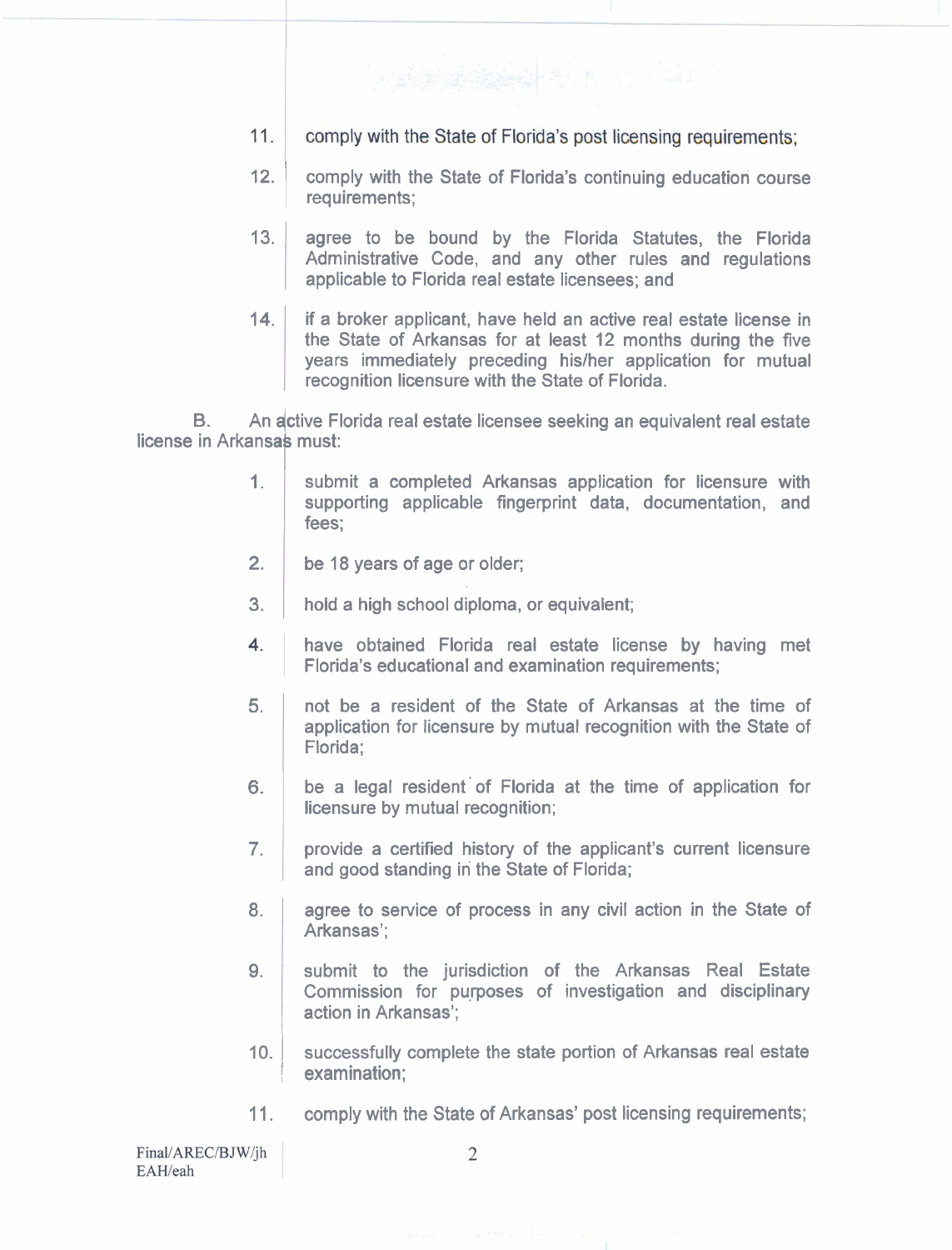11. comply with the State of Florida's post licensing requirements;

12. comply with the State of Florida's continuing education course requirements;

13. agree to be bound by the Florida Statutes, the Florida Administrative Code, and any other rules and regulations applicable to Florida real estate licensees; and

14. if a broker applicant, have held an active real estate license in the State of Arkansas for at least 12 months during the five years immediately preceding his/her application for mutual recognition licensure with the State of Florida.

B. An active Florida real estate licensee seeking an equivalent real estate license in Arkansas must:

1. submit a completed Arkansas application for licensure with supporting applicable fingerprint data, documentation, and fees;

2. be 18 years of age or older;

3. hold a high school diploma, or equivalent;

4. have obtained Florida real estate license by having met Florida's educational and examination requirements;

5. not be a resident of the State of Arkansas at the time of application for licensure by mutual recognition with the State of Florida;

6. be a legal resident of Florida at the time of application for licensure by mutual recognition;

7. provide a certified history of the applicant's current licensure and good standing in the State of Florida;

8. agree to service of process in any civil action in the State of Arkansas';

9. submit to the jurisdiction of the Arkansas Real Estate Commission for purposes of investigation and disciplinary action in Arkansas';

10. successfully complete the state portion of Arkansas real estate examination;

11. comply with the State of Arkansas' post licensing requirements;

Final/AREC/BJW/jh
EAH/eah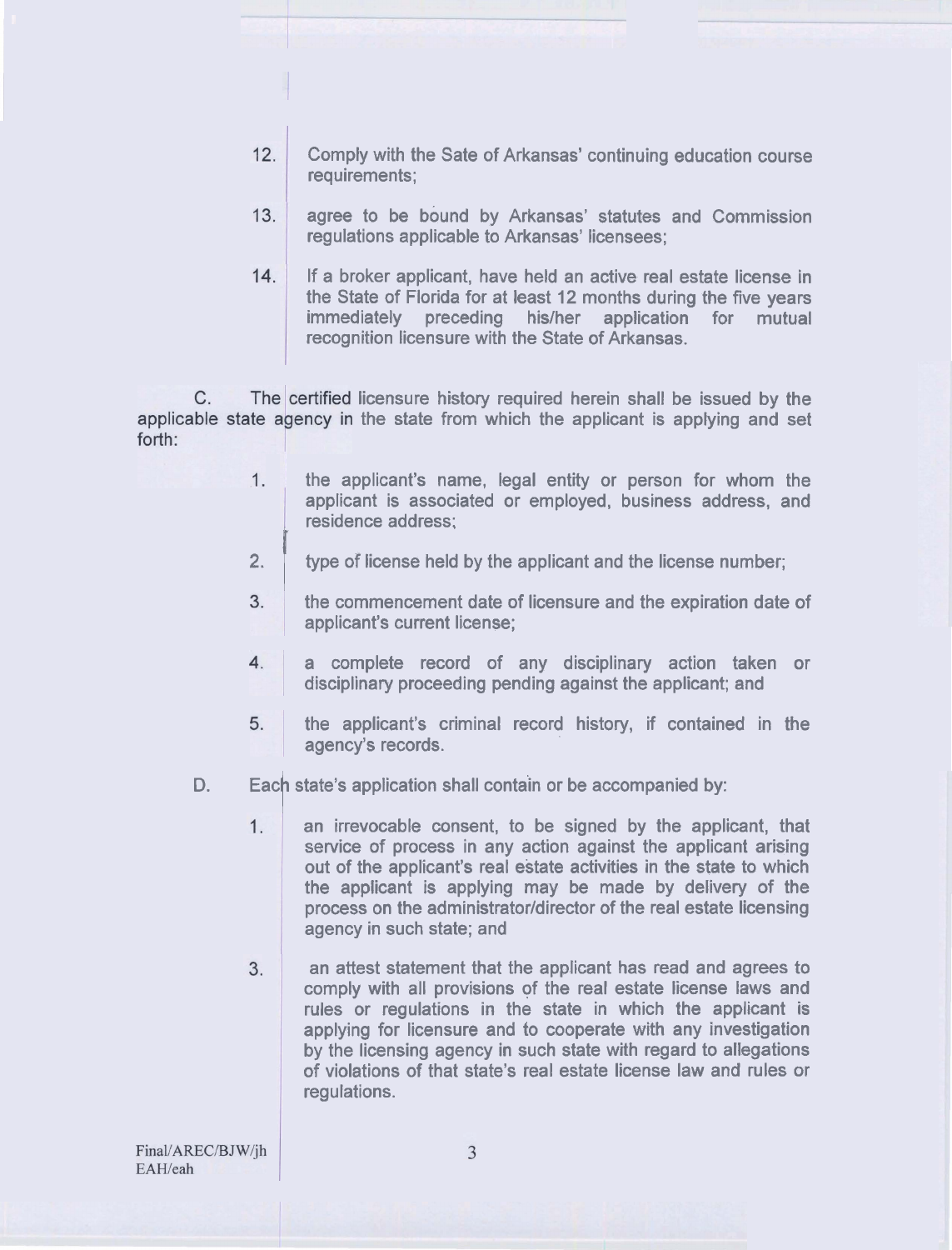12. Comply with the Sate of Arkansas' continuing education course requirements;

13. agree to be bound by Arkansas' statutes and Commission regulations applicable to Arkansas' licensees;

14. If a broker applicant, have held an active real estate license in the State of Florida for at least 12 months during the five years immediately preceding his/her application for mutual recognition licensure with the State of Arkansas.

C. The certified licensure history required herein shall be issued by the applicable state agency in the state from which the applicant is applying and set forth:

1. the applicant's name, legal entity or person for whom the applicant is associated or employed, business address, and residence address;

2. type of license held by the applicant and the license number;

3. the commencement date of licensure and the expiration date of applicant's current license;

4. a complete record of any disciplinary action taken or disciplinary proceeding pending against the applicant; and

5. the applicant's criminal record history, if contained in the agency's records.

D. Each state's application shall contain or be accompanied by:

1. an irrevocable consent, to be signed by the applicant, that service of process in any action against the applicant arising out of the applicant's real estate activities in the state to which the applicant is applying may be made by delivery of the process on the administrator/director of the real estate licensing agency in such state; and

3. an attest statement that the applicant has read and agrees to comply with all provisions of the real estate license laws and rules or regulations in the state in which the applicant is applying for licensure and to cooperate with any investigation by the licensing agency in such state with regard to allegations of violations of that state's real estate license law and rules or regulations.

Final/AREC/BJW/jh
EAH/eah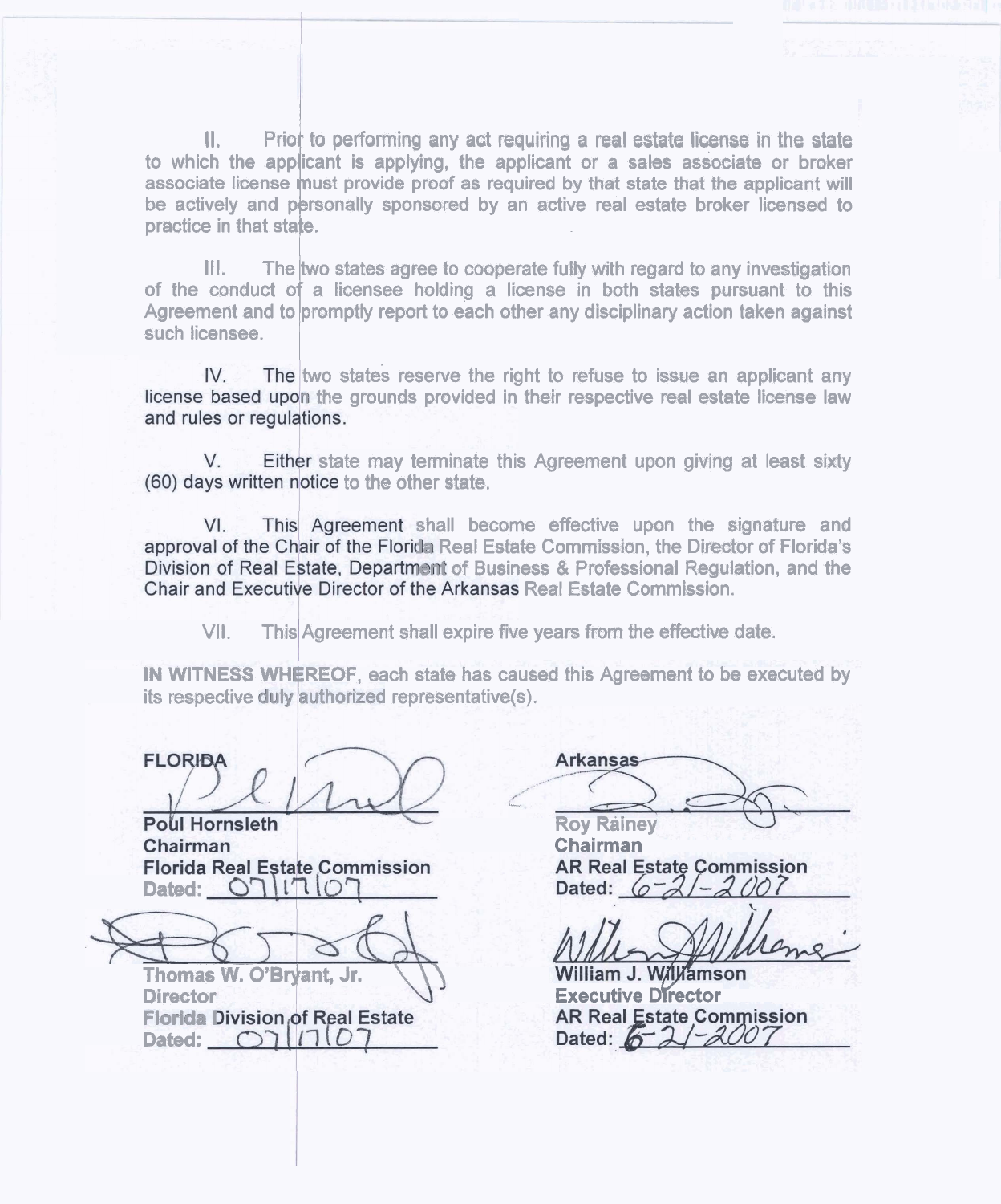II. Prior to performing any act requiring a real estate license in the state to which the applicant is applying, the applicant or a sales associate or broker associate license must provide proof as required by that state that the applicant will be actively and personally sponsored by an active real estate broker licensed to practice in that state.

III. The two states agree to cooperate fully with regard to any investigation of the conduct of a licensee holding a license in both states pursuant to this Agreement and to promptly report to each other any disciplinary action taken against such licensee.

IV. The two states reserve the right to refuse to issue an applicant any license based upon the grounds provided in their respective real estate license law and rules or regulations.

V. Either state may terminate this Agreement upon giving at least sixty (60) days written notice to the other state.

VI. This Agreement shall become effective upon the signature and approval of the Chair of the Florida Real Estate Commission, the Director of Florida's Division of Real Estate, Department of Business & Professional Regulation, and the Chair and Executive Director of the Arkansas Real Estate Commission.

VII. This Agreement shall expire five years from the effective date.

**IN WITNESS WHEREOF**, each state has caused this Agreement to be executed by its respective duly authorized representative(s).

**FLORIDA**

**Poul Hornsleth**
**Chairman**
**Florida Real Estate Commission**
**Dated:** 07/17/07

**Thomas W. O'Bryant, Jr.**
**Director**
**Florida Division of Real Estate**
**Dated:** 07/17/07

**Arkansas**

**Roy Rainey**
**Chairman**
**AR Real Estate Commission**
**Dated:** 6-21-2007

**William J. Williamson**
**Executive Director**
**AR Real Estate Commission**
**Dated:** 6-21-2007